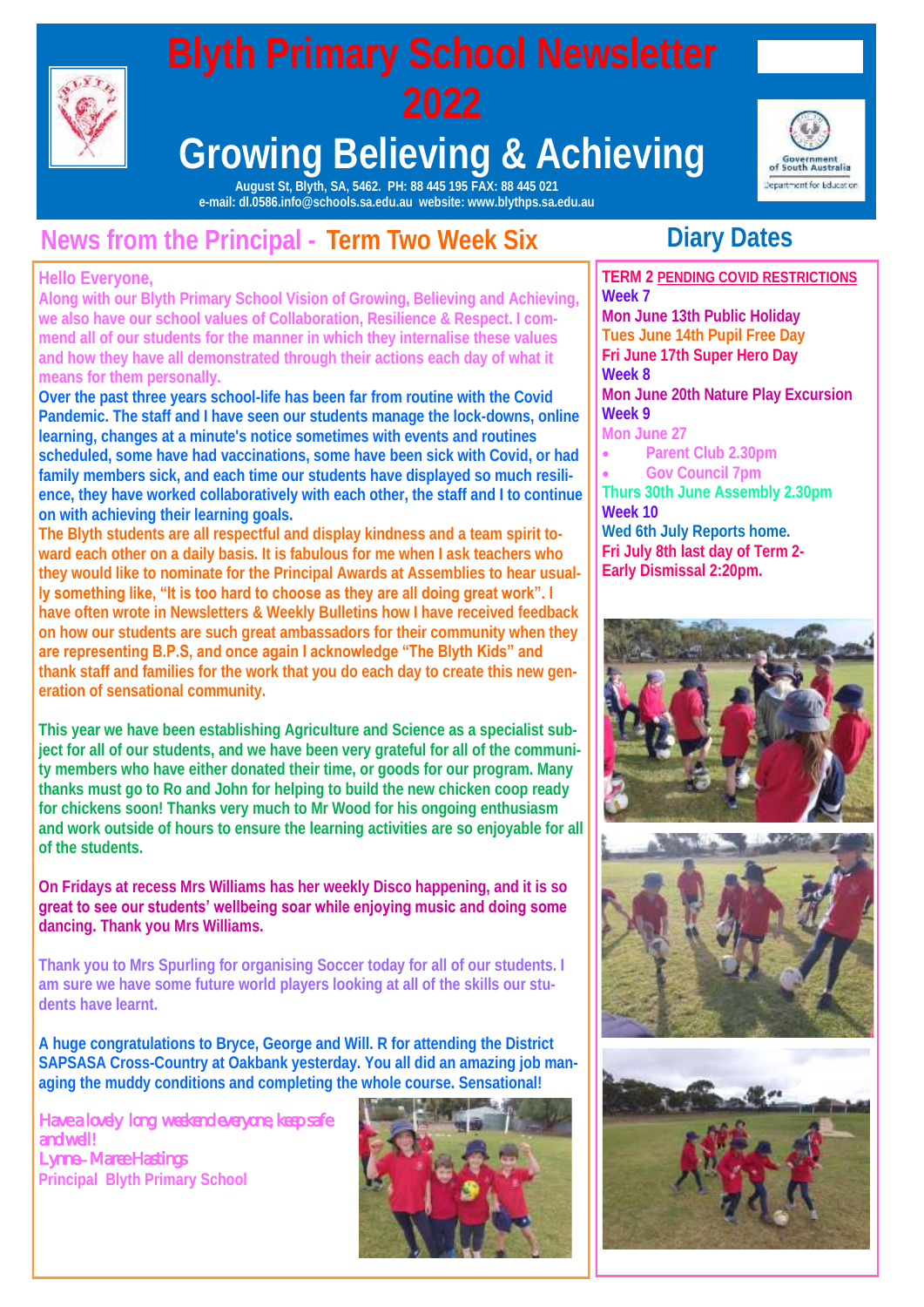# Blyth Primary School Newsletter 2022

# Growing Believing & Achieving

August St, Blyth, SA, 5462. PH: 88 445 195 FAX: 88 445 021
e-mail: dl.0586.info@schools.sa.edu.au website: www.blythps.sa.edu.au

## News from the Principal - Term Two Week Six

Hello Everyone,

Along with our Blyth Primary School Vision of Growing, Believing and Achieving, we also have our school values of Collaboration, Resilience & Respect. I commend all of our students for the manner in which they internalise these values and how they have all demonstrated through their actions each day of what it means for them personally.

Over the past three years school-life has been far from routine with the Covid Pandemic. The staff and I have seen our students manage the lock-downs, online learning, changes at a minute's notice sometimes with events and routines scheduled, some have had vaccinations, some have been sick with Covid, or had family members sick, and each time our students have displayed so much resilience, they have worked collaboratively with each other, the staff and I to continue on with achieving their learning goals.

The Blyth students are all respectful and display kindness and a team spirit toward each other on a daily basis. It is fabulous for me when I ask teachers who they would like to nominate for the Principal Awards at Assemblies to hear usually something like, "It is too hard to choose as they are all doing great work". I have often wrote in Newsletters & Weekly Bulletins how I have received feedback on how our students are such great ambassadors for their community when they are representing B.P.S, and once again I acknowledge "The Blyth Kids" and thank staff and families for the work that you do each day to create this new generation of sensational community.

This year we have been establishing Agriculture and Science as a specialist subject for all of our students, and we have been very grateful for all of the community members who have either donated their time, or goods for our program. Many thanks must go to Ro and John for helping to build the new chicken coop ready for chickens soon! Thanks very much to Mr Wood for his ongoing enthusiasm and work outside of hours to ensure the learning activities are so enjoyable for all of the students.

On Fridays at recess Mrs Williams has her weekly Disco happening, and it is so great to see our students' wellbeing soar while enjoying music and doing some dancing. Thank you Mrs Williams.

Thank you to Mrs Spurling for organising Soccer today for all of our students. I am sure we have some future world players looking at all of the skills our students have learnt.

A huge congratulations to Bryce, George and Will. R for attending the District SAPSASA Cross-Country at Oakbank yesterday. You all did an amazing job managing the muddy conditions and completing the whole course. Sensational!

*Have a lovely long weekend everyone, keep safe and well!*
*Lynne-Maree Hastings*
Principal Blyth Primary School

## Diary Dates

**TERM 2 PENDING COVID RESTRICTIONS**

**Week 7**
Mon June 13th Public Holiday
Tues June 14th Pupil Free Day
Fri June 17th Super Hero Day

**Week 8**
Mon June 20th Nature Play Excursion

**Week 9**
Mon June 27
- Parent Club 2.30pm
- Gov Council 7pm

Thurs 30th June Assembly 2.30pm

**Week 10**
Wed 6th July Reports home.
Fri July 8th last day of Term 2- Early Dismissal 2:20pm.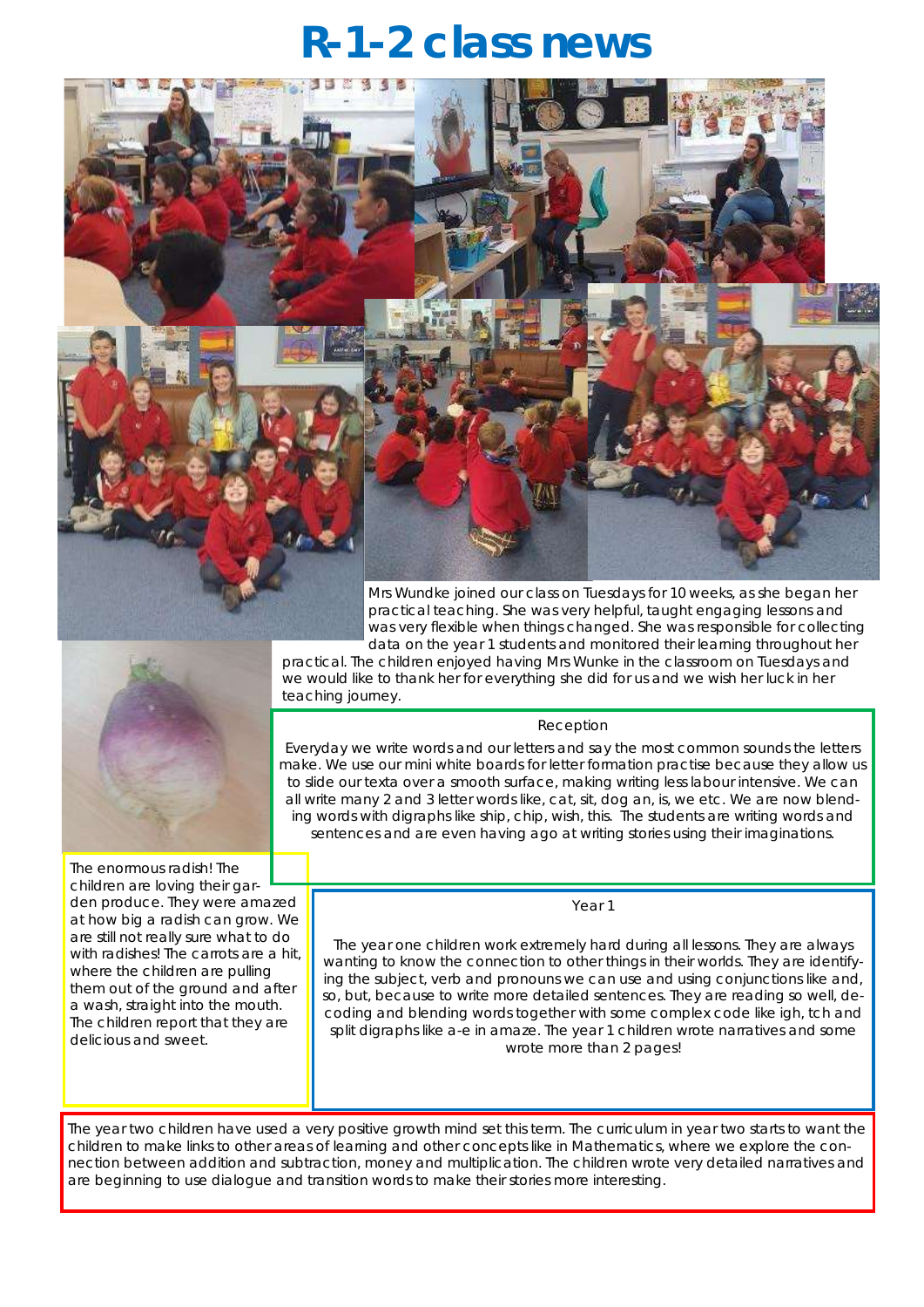# R-1-2 class news

Mrs Wundke joined our class on Tuesdays for 10 weeks, as she began her practical teaching. She was very helpful, taught engaging lessons and was very flexible when things changed. She was responsible for collecting data on the year 1 students and monitored their learning throughout her practical. The children enjoyed having Mrs Wunke in the classroom on Tuesdays and we would like to thank her for everything she did for us and we wish her luck in her teaching journey.

## Reception

Everyday we write words and our letters and say the most common sounds the letters make. We use our mini white boards for letter formation practise because they allow us to slide our texta over a smooth surface, making writing less labour intensive. We can all write many 2 and 3 letter words like, cat, sit, dog an, is, we etc. We are now blending words with digraphs like ship, chip, wish, this. The students are writing words and sentences and are even having ago at writing stories using their imaginations.

The enormous radish! The children are loving their garden produce. They were amazed at how big a radish can grow. We are still not really sure what to do with radishes! The carrots are a hit, where the children are pulling them out of the ground and after a wash, straight into the mouth. The children report that they are delicious and sweet.

## Year 1

The year one children work extremely hard during all lessons. They are always wanting to know the connection to other things in their worlds. They are identifying the subject, verb and pronouns we can use and using conjunctions like and, so, but, because to write more detailed sentences. They are reading so well, decoding and blending words together with some complex code like igh, tch and split digraphs like a-e in amaze. The year 1 children wrote narratives and some wrote more than 2 pages!

The year two children have used a very positive growth mind set this term. The curriculum in year two starts to want the children to make links to other areas of learning and other concepts like in Mathematics, where we explore the connection between addition and subtraction, money and multiplication. The children wrote very detailed narratives and are beginning to use dialogue and transition words to make their stories more interesting.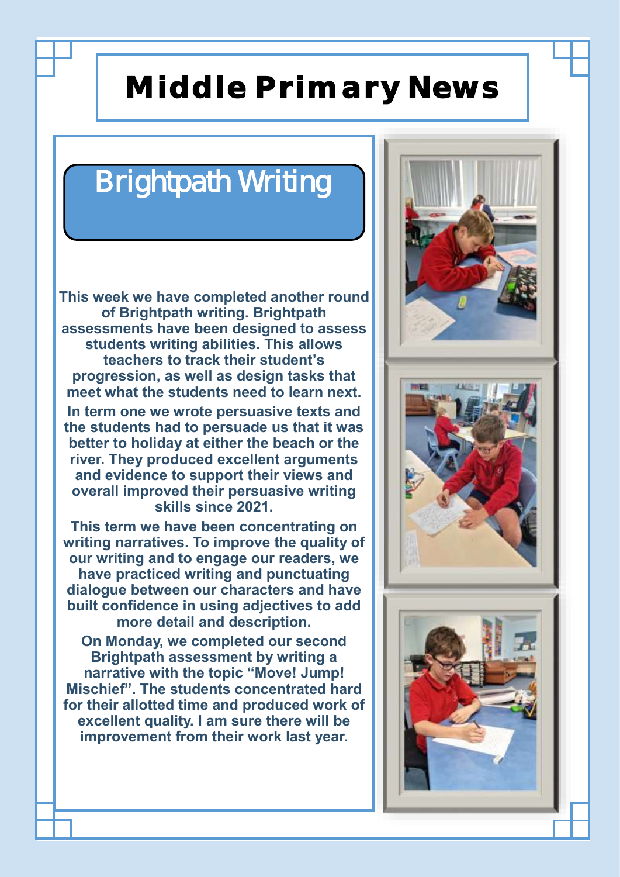# Middle Primary News

## Brightpath Writing

**This week we have completed another round of Brightpath writing. Brightpath assessments have been designed to assess students writing abilities. This allows teachers to track their student's progression, as well as design tasks that meet what the students need to learn next.**

**In term one we wrote persuasive texts and the students had to persuade us that it was better to holiday at either the beach or the river. They produced excellent arguments and evidence to support their views and overall improved their persuasive writing skills since 2021.**

**This term we have been concentrating on writing narratives. To improve the quality of our writing and to engage our readers, we have practiced writing and punctuating dialogue between our characters and have built confidence in using adjectives to add more detail and description.**

**On Monday, we completed our second Brightpath assessment by writing a narrative with the topic "Move! Jump! Mischief". The students concentrated hard for their allotted time and produced work of excellent quality. I am sure there will be improvement from their work last year.**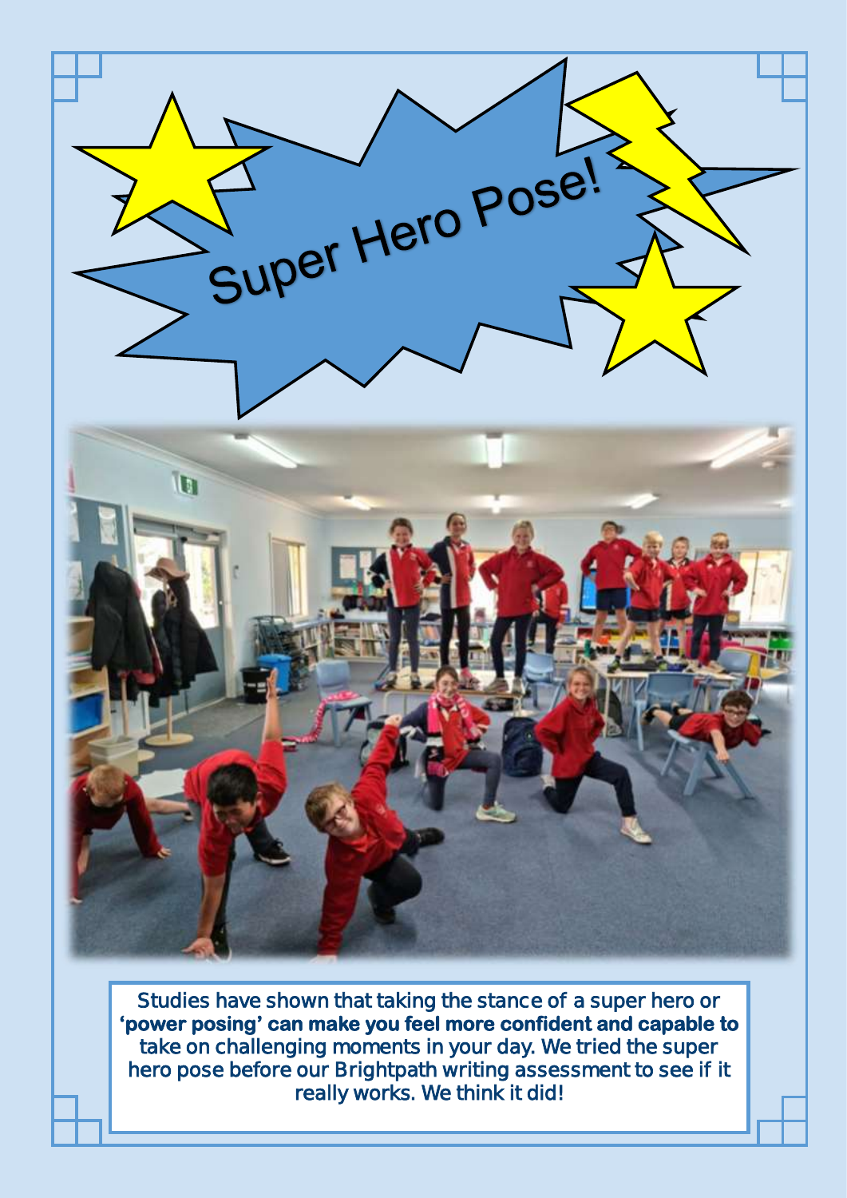# Super Hero Pose!

Studies have shown that taking the stance of a super hero or **'power posing' can make you feel more confident and capable to** take on challenging moments in your day. We tried the super hero pose before our Brightpath writing assessment to see if it really works. We think it did!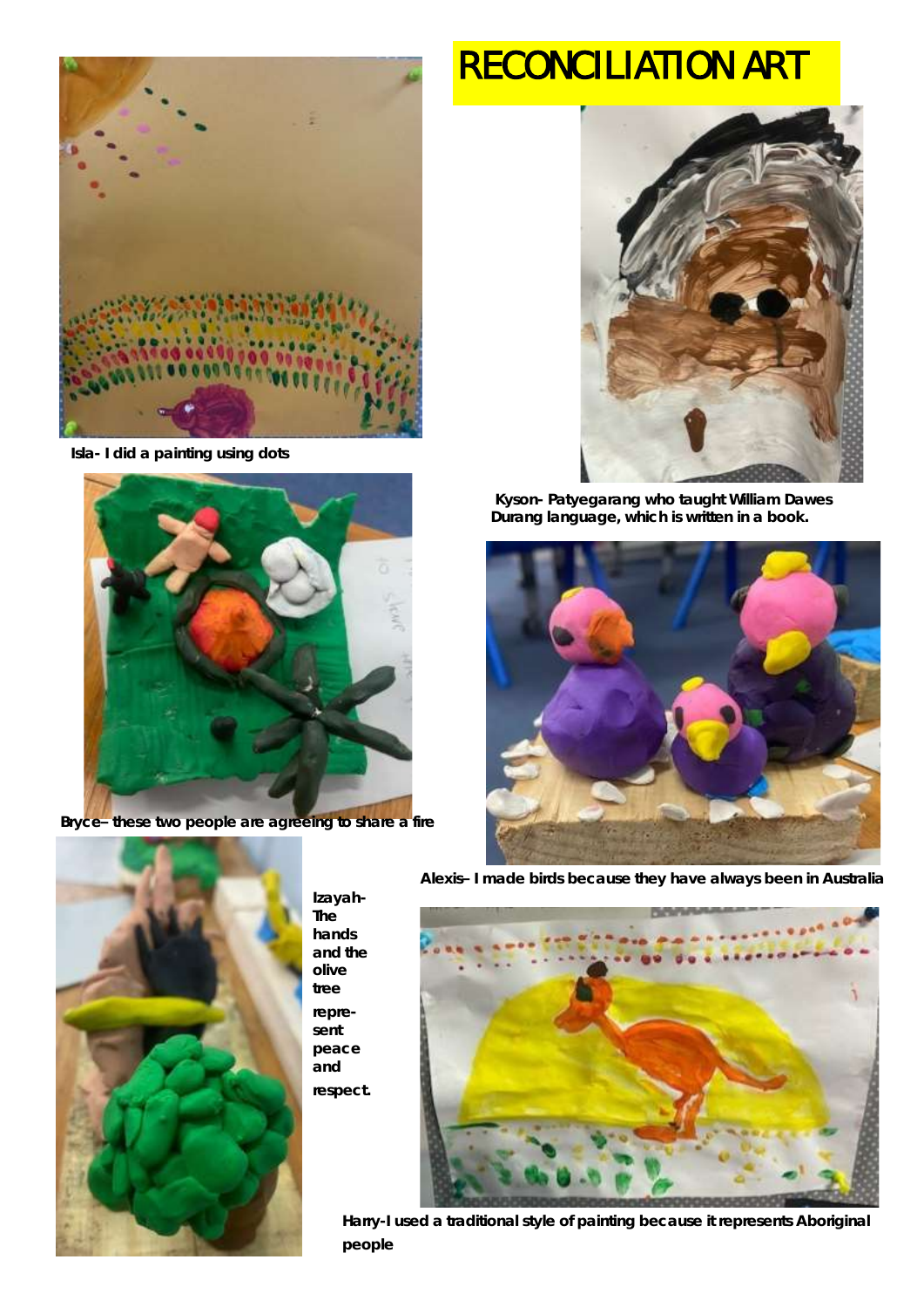# RECONCILIATION ART

Isla- I did a painting using dots

Kyson- Patyegarang who taught William Dawes Durang language, which is written in a book.

Bryce– these two people are agreeing to share a fire

Alexis– I made birds because they have always been in Australia

Izayah- The hands and the olive tree represent peace and respect.

Harry-I used a traditional style of painting because it represents Aboriginal people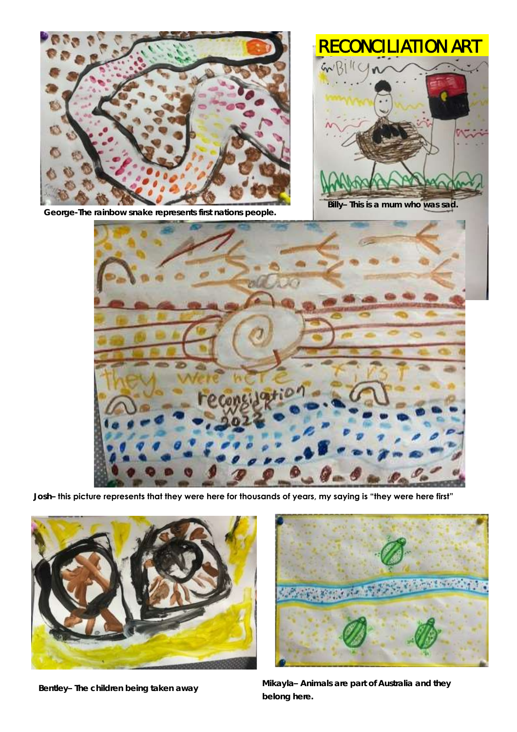# RECONCILIATION ART

George-The rainbow snake represents first nations people.

Billy– This is a mum who was sad.

Josh– this picture represents that they were here for thousands of years, my saying is "they were here first"

Bentley– The children being taken away

Mikayla– Animals are part of Australia and they belong here.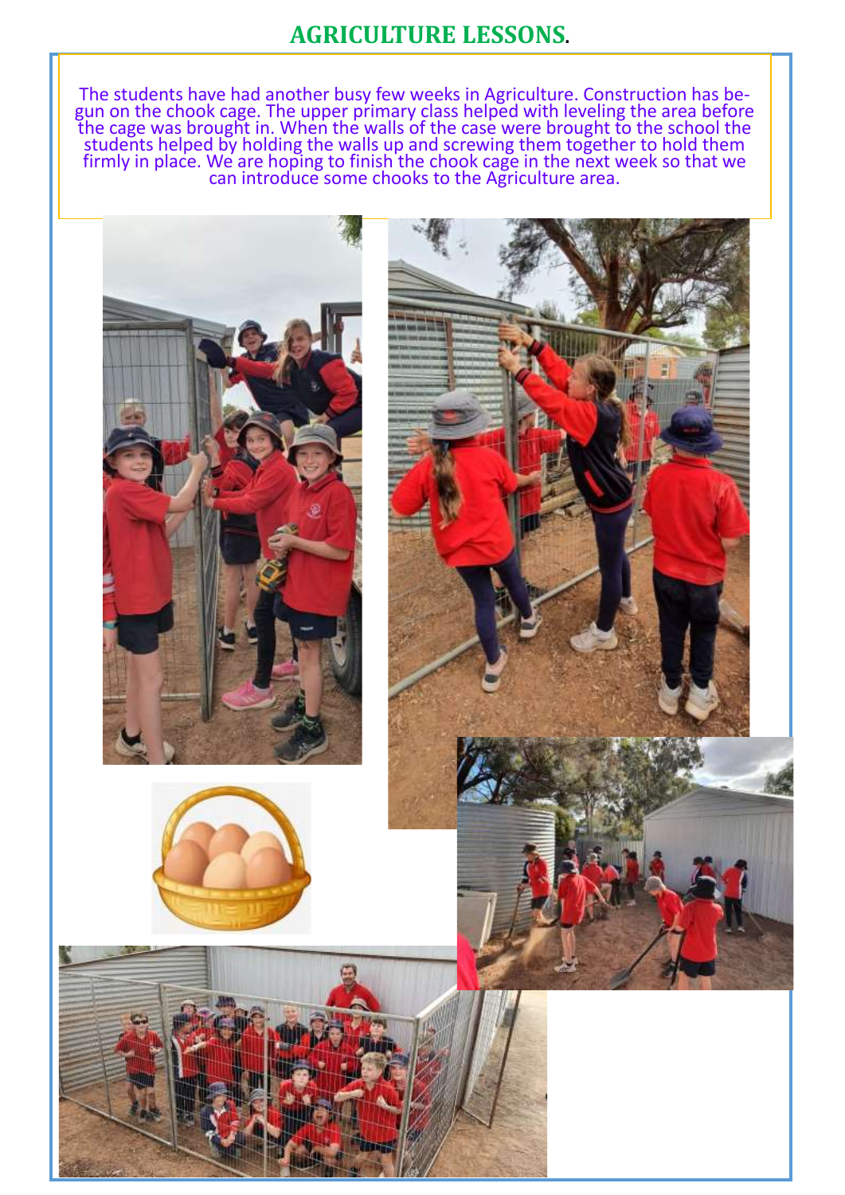## AGRICULTURE LESSONS.

The students have had another busy few weeks in Agriculture. Construction has begun on the chook cage. The upper primary class helped with leveling the area before the cage was brought in. When the walls of the case were brought to the school the students helped by holding the walls up and screwing them together to hold them firmly in place. We are hoping to finish the chook cage in the next week so that we can introduce some chooks to the Agriculture area.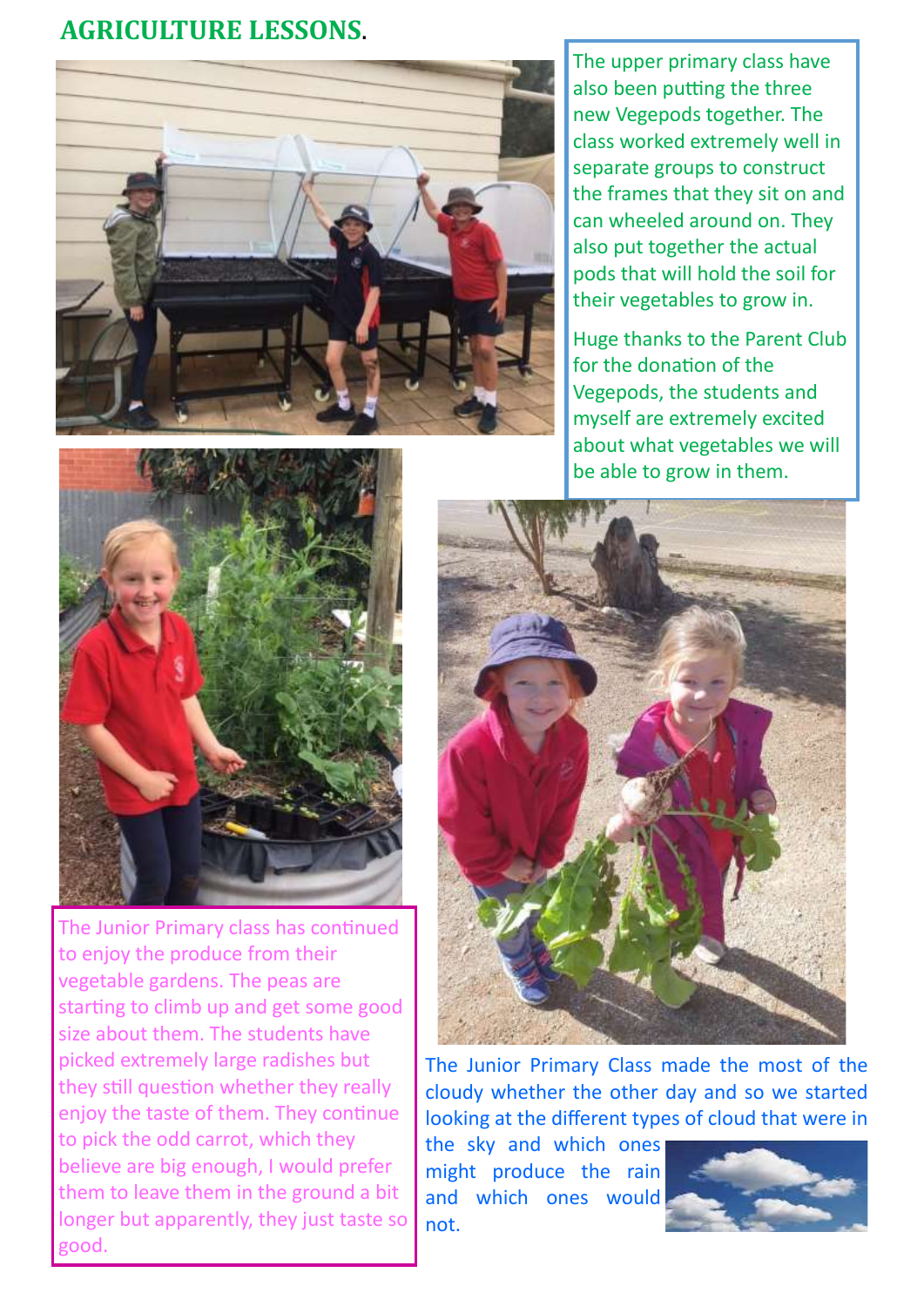## AGRICULTURE LESSONS.

The upper primary class have also been putting the three new Vegepods together. The class worked extremely well in separate groups to construct the frames that they sit on and can wheeled around on. They also put together the actual pods that will hold the soil for their vegetables to grow in.

Huge thanks to the Parent Club for the donation of the Vegepods, the students and myself are extremely excited about what vegetables we will be able to grow in them.

The Junior Primary class has continued to enjoy the produce from their vegetable gardens. The peas are starting to climb up and get some good size about them. The students have picked extremely large radishes but they still question whether they really enjoy the taste of them. They continue to pick the odd carrot, which they believe are big enough, I would prefer them to leave them in the ground a bit longer but apparently, they just taste so good.

The Junior Primary Class made the most of the cloudy whether the other day and so we started looking at the different types of cloud that were in the sky and which ones might produce the rain and which ones would not.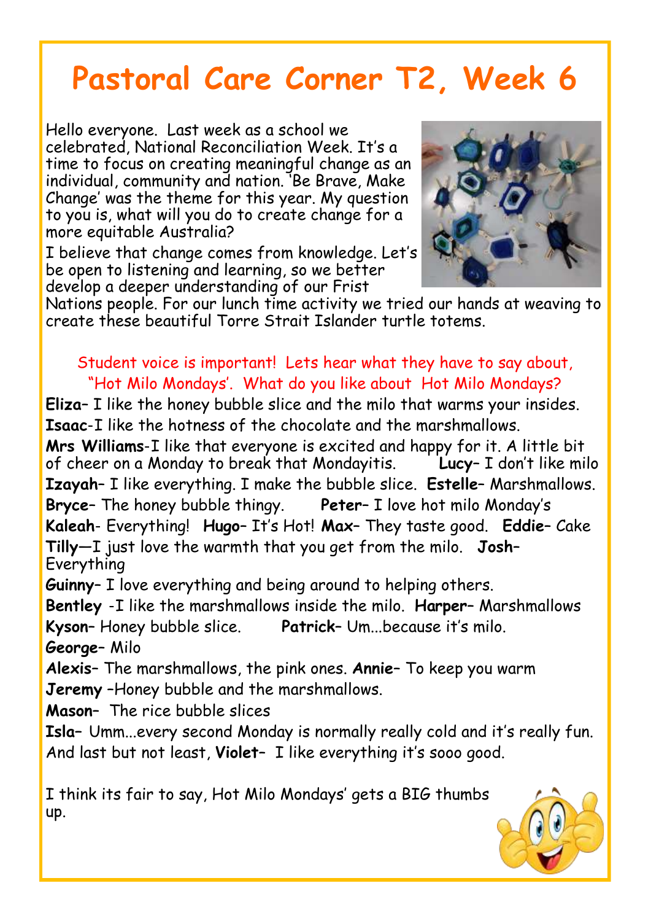# Pastoral Care Corner T2, Week 6

Hello everyone. Last week as a school we celebrated, National Reconciliation Week. It's a time to focus on creating meaningful change as an individual, community and nation. 'Be Brave, Make Change' was the theme for this year. My question to you is, what will you do to create change for a more equitable Australia?

I believe that change comes from knowledge. Let's be open to listening and learning, so we better develop a deeper understanding of our Frist Nations people. For our lunch time activity we tried our hands at weaving to create these beautiful Torre Strait Islander turtle totems.

Student voice is important! Lets hear what they have to say about, "Hot Milo Mondays'. What do you like about Hot Milo Mondays?

**Eliza**– I like the honey bubble slice and the milo that warms your insides.
**Isaac**-I like the hotness of the chocolate and the marshmallows.
**Mrs Williams**-I like that everyone is excited and happy for it. A little bit of cheer on a Monday to break that Mondayitis. **Lucy**– I don't like milo
**Izayah**– I like everything. I make the bubble slice. **Estelle**– Marshmallows.
**Bryce**– The honey bubble thingy. **Peter**– I love hot milo Monday's
**Kaleah**- Everything! **Hugo**– It's Hot! **Max**– They taste good. **Eddie**– Cake
**Tilly**—I just love the warmth that you get from the milo. **Josh**– Everything
**Guinny**– I love everything and being around to helping others.
**Bentley** -I like the marshmallows inside the milo. **Harper**– Marshmallows
**Kyson**– Honey bubble slice. **Patrick**– Um...because it's milo.
**George**– Milo
**Alexis**– The marshmallows, the pink ones. **Annie**– To keep you warm
**Jeremy** –Honey bubble and the marshmallows.
**Mason**– The rice bubble slices
**Isla**– Umm...every second Monday is normally really cold and it's really fun.
And last but not least, **Violet**– I like everything it's sooo good.

I think its fair to say, Hot Milo Mondays' gets a BIG thumbs up.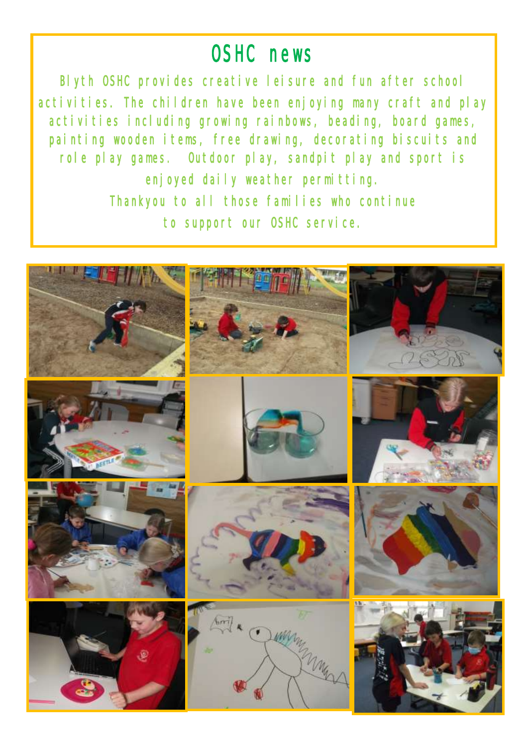# OSHC news

Blyth OSHC provides creative leisure and fun after school activities. The children have been enjoying many craft and play activities including growing rainbows, beading, board games, painting wooden items, free drawing, decorating biscuits and role play games. Outdoor play, sandpit play and sport is enjoyed daily weather permitting.

Thankyou to all those families who continue to support our OSHC service.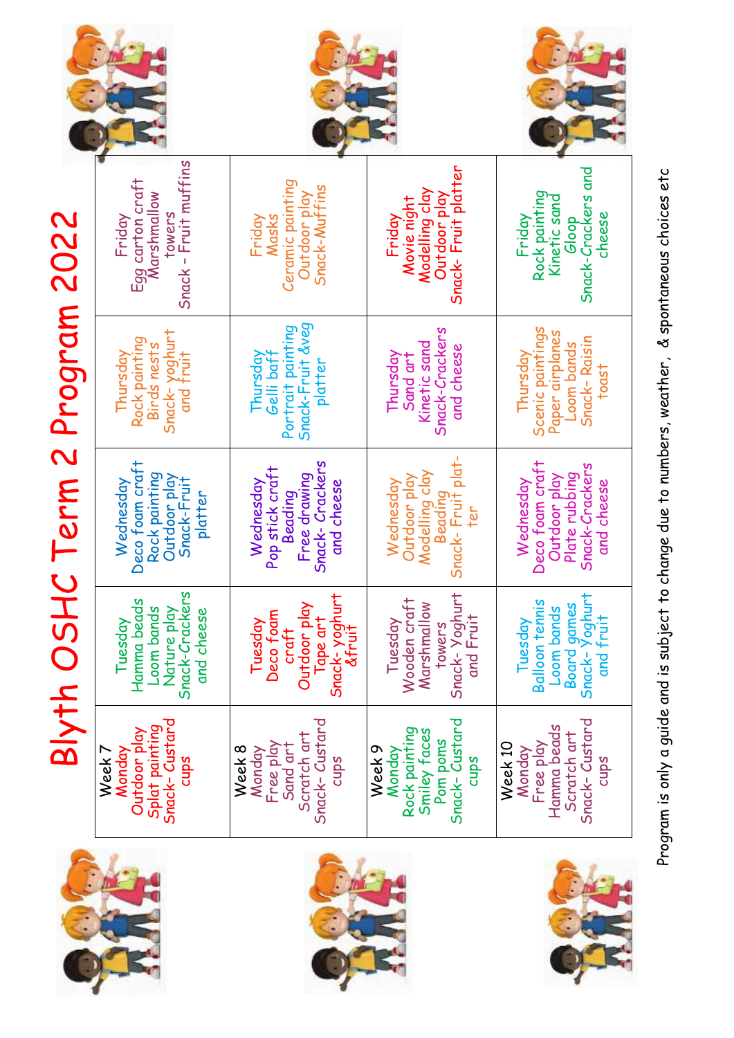# Blyth OSHC Term 2 Program 2022

| Monday | Tuesday | Wednesday | Thursday | Friday |
|---|---|---|---|---|
| Week 7<br>Monday<br>Outdoor play<br>Splat painting<br>Snack- Custard cups | Tuesday<br>Hamma beads<br>Loom bands<br>Nature play<br>Snack-Crackers and cheese | Wednesday<br>Deco foam craft<br>Rock painting<br>Outdoor play<br>Snack-Fruit platter | Thursday<br>Rock painting<br>Birds nests<br>Snack- yoghurt and fruit | Friday<br>Egg carton craft<br>Marshmallow towers<br>Snack – Fruit muffins |
| Week 8<br>Monday<br>Free play<br>Sand art<br>Scratch art<br>Snack- Custard cups | Tuesday<br>Deco foam craft<br>Outdoor play<br>Tape art<br>Snack- yoghurt &fruit | Wednesday<br>Pop stick craft<br>Beading<br>Free drawing<br>Snack- Crackers and cheese | Thursday<br>Gelli baff<br>Portrait painting<br>Snack-Fruit &veg platter | Friday<br>Masks<br>Ceramic painting<br>Outdoor play<br>Snack-Muffins |
| Week 9<br>Monday<br>Rock painting<br>Smiley faces<br>Pom poms<br>Snack- Custard cups | Tuesday<br>Wooden craft<br>Marshmallow towers<br>Snack- Yoghurt and Fruit | Wednesday<br>Outdoor play<br>Modelling clay<br>Beading<br>Snack- Fruit platter | Thursday<br>Sand art<br>Kinetic sand<br>Snack-Crackers and cheese | Friday<br>Movie night<br>Modelling clay<br>Outdoor play<br>Snack- Fruit platter |
| Week 10<br>Monday<br>Free play<br>Hamma beads<br>Scratch art<br>Snack- Custard cups | Tuesday<br>Balloon tennis<br>Loom bands<br>Board games<br>Snack- Yoghurt and fruit | Wednesday<br>Deco foam craft<br>Outdoor play<br>Plate rubbing<br>Snack-Crackers and cheese | Thursday<br>Scenic paintings<br>Paper airplanes<br>Loom bands<br>Snack- Raisin toast | Friday<br>Rock painting<br>Kinetic sand<br>Gloop<br>Snack-Crackers and cheese |

Program is only a guide and is subject to change due to numbers, weather, & spontaneous choices etc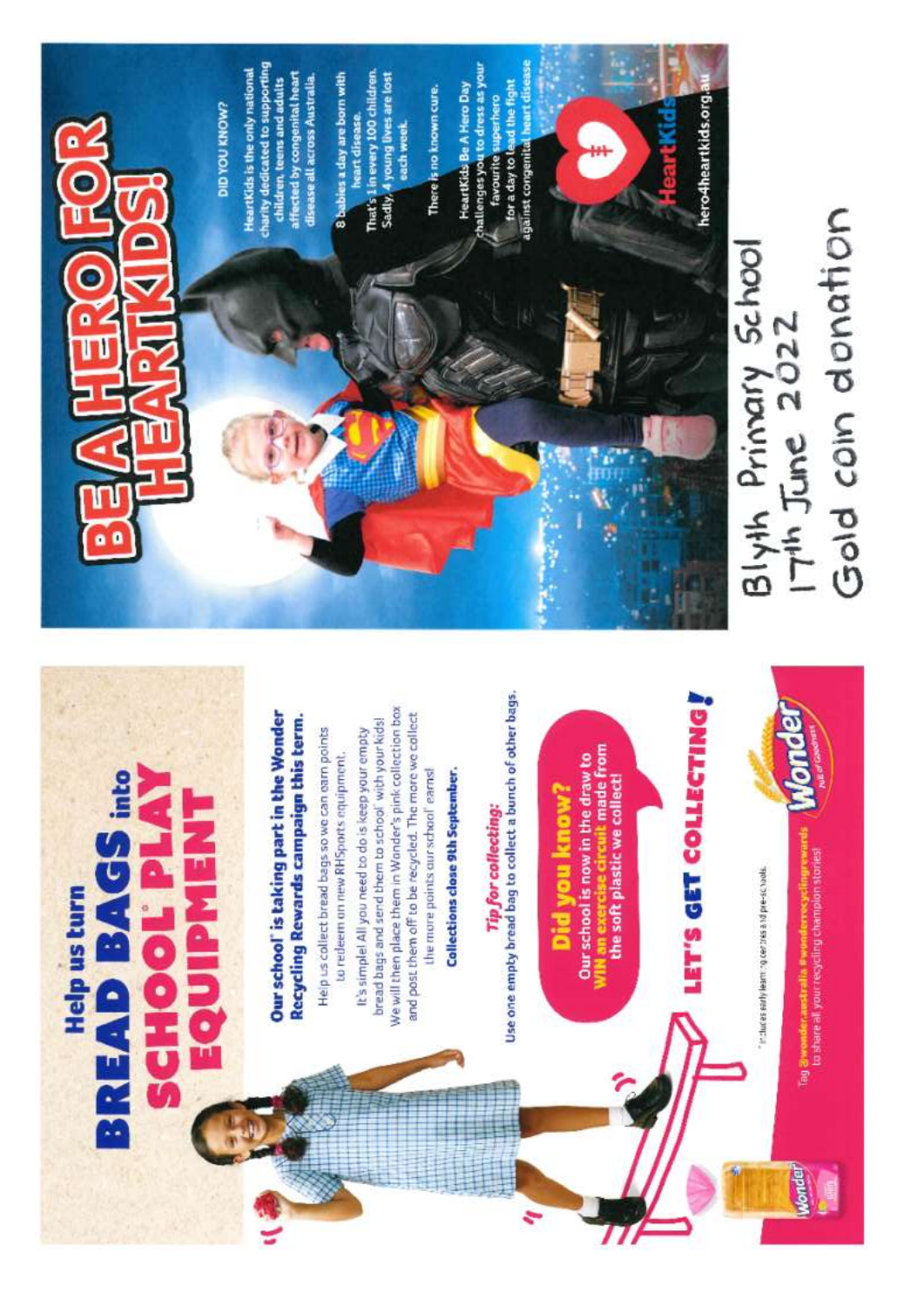# Help us turn BREAD BAGS into SCHOOL PLAY EQUIPMENT

**Our school* is taking part in the Wonder Recycling Rewards campaign this term.**

Help us collect bread bags so we can earn points to redeem on new RHSports equipment.

It's simple! All you need to do is keep your empty bread bags and send them to school* with your kids! We will then place them in Wonder's pink collection box and post them off to be recycled. The more we collect the more points our school* earns!

**Collections close 9th September.**

***Tip for collecting:***
**Use one empty bread bag to collect a bunch of other bags.**

**Did you know?**
Our school is now in the draw to **WIN an exercise circuit** made from the soft plastic we collect!

**LET'S GET COLLECTING!**

*Includes early learning centres and pre-schools.

Tag @wonder.australia #wonderrecyclingrewards to share all your recycling champion stories!

Wonder Full of Goodness

# BE A HERO FOR HEARTKIDS!

DID YOU KNOW?

HeartKids is the only national charity dedicated to supporting children, teens and adults affected by congenital heart disease all across Australia.

8 babies a day are born with heart disease.
That's 1 in every 100 children.
Sadly, 4 young lives are lost each week.

There is no known cure.

HeartKids Be A Hero Day challenges you to dress as your favourite superhero for a day to lead the fight against congenital heart disease

HeartKids

hero4heartkids.org.au

Blyth Primary School
17th June 2022
Gold coin donation